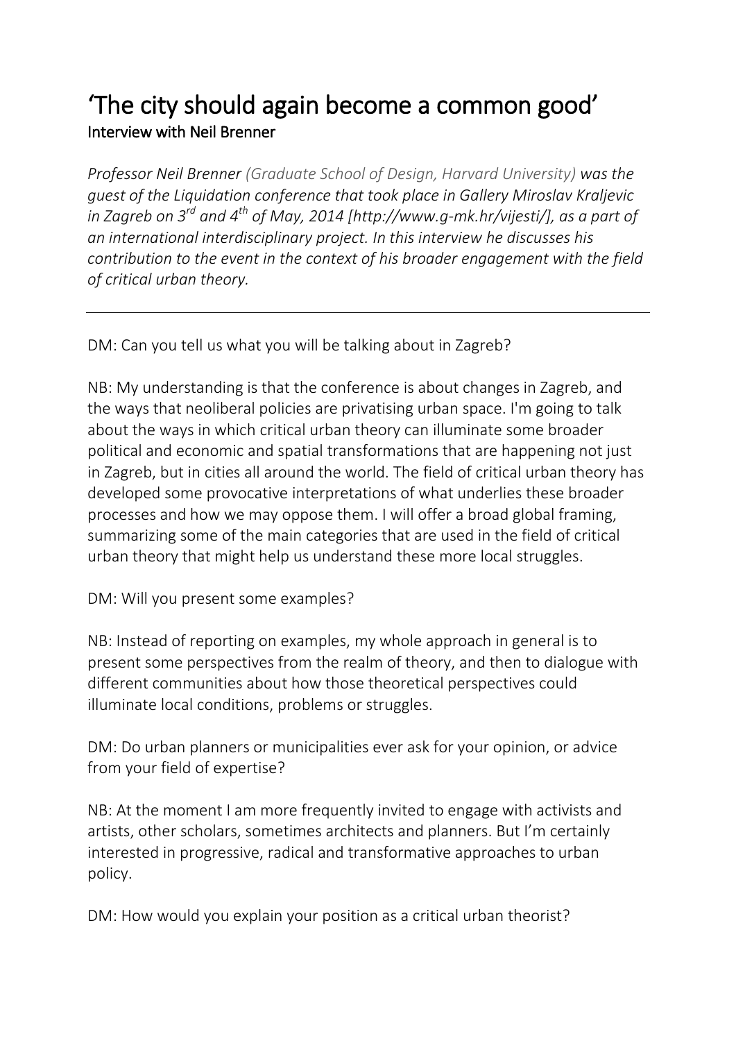# 'The city should again become a common good'

## Interview with Neil Brenner

*Professor Neil Brenner (Graduate School of Design, Harvard University) was the guest of the Liquidation conference that took place in Gallery Miroslav Kraljevic in Zagreb on 3rd and 4th of May, 2014 [http://www.g-mk.hr/vijesti/], as a part of an international interdisciplinary project. In this interview he discusses his contribution to the event in the context of his broader engagement with the field of critical urban theory.*

---

DM: Can you tell us what you will be talking about in Zagreb?

NB: My understanding is that the conference is about changes in Zagreb, and the ways that neoliberal policies are privatising urban space. I'm going to talk about the ways in which critical urban theory can illuminate some broader political and economic and spatial transformations that are happening not just in Zagreb, but in cities all around the world. The field of critical urban theory has developed some provocative interpretations of what underlies these broader processes and how we may oppose them. I will offer a broad global framing, summarizing some of the main categories that are used in the field of critical urban theory that might help us understand these more local struggles.

DM: Will you present some examples?

NB: Instead of reporting on examples, my whole approach in general is to present some perspectives from the realm of theory, and then to dialogue with different communities about how those theoretical perspectives could illuminate local conditions, problems or struggles.

DM: Do urban planners or municipalities ever ask for your opinion, or advice from your field of expertise?

NB: At the moment I am more frequently invited to engage with activists and artists, other scholars, sometimes architects and planners. But I'm certainly interested in progressive, radical and transformative approaches to urban policy.

DM: How would you explain your position as a critical urban theorist?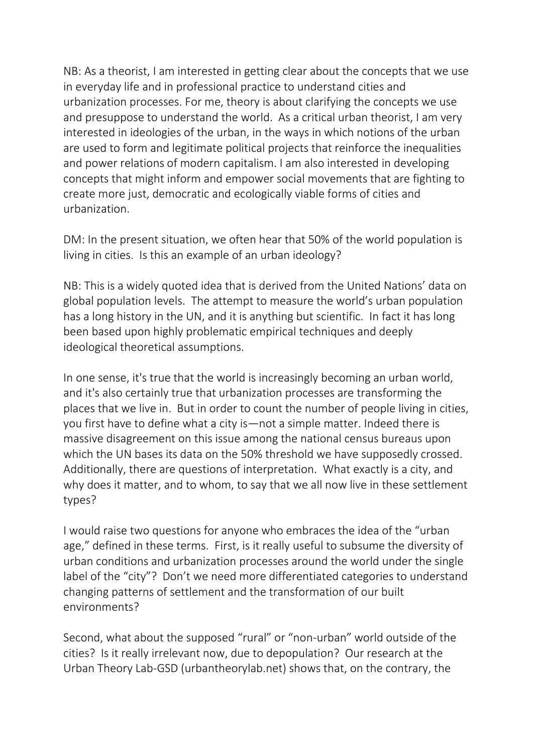NB: As a theorist, I am interested in getting clear about the concepts that we use in everyday life and in professional practice to understand cities and urbanization processes. For me, theory is about clarifying the concepts we use and presuppose to understand the world. As a critical urban theorist, I am very interested in ideologies of the urban, in the ways in which notions of the urban are used to form and legitimate political projects that reinforce the inequalities and power relations of modern capitalism. I am also interested in developing concepts that might inform and empower social movements that are fighting to create more just, democratic and ecologically viable forms of cities and urbanization.

DM: In the present situation, we often hear that 50% of the world population is living in cities. Is this an example of an urban ideology?

NB: This is a widely quoted idea that is derived from the United Nations' data on global population levels. The attempt to measure the world's urban population has a long history in the UN, and it is anything but scientific. In fact it has long been based upon highly problematic empirical techniques and deeply ideological theoretical assumptions.

In one sense, it's true that the world is increasingly becoming an urban world, and it's also certainly true that urbanization processes are transforming the places that we live in. But in order to count the number of people living in cities, you first have to define what a city is—not a simple matter. Indeed there is massive disagreement on this issue among the national census bureaus upon which the UN bases its data on the 50% threshold we have supposedly crossed. Additionally, there are questions of interpretation. What exactly is a city, and why does it matter, and to whom, to say that we all now live in these settlement types?

I would raise two questions for anyone who embraces the idea of the "urban age," defined in these terms. First, is it really useful to subsume the diversity of urban conditions and urbanization processes around the world under the single label of the "city"? Don't we need more differentiated categories to understand changing patterns of settlement and the transformation of our built environments?

Second, what about the supposed "rural" or "non-urban" world outside of the cities? Is it really irrelevant now, due to depopulation? Our research at the Urban Theory Lab-GSD (urbantheorylab.net) shows that, on the contrary, the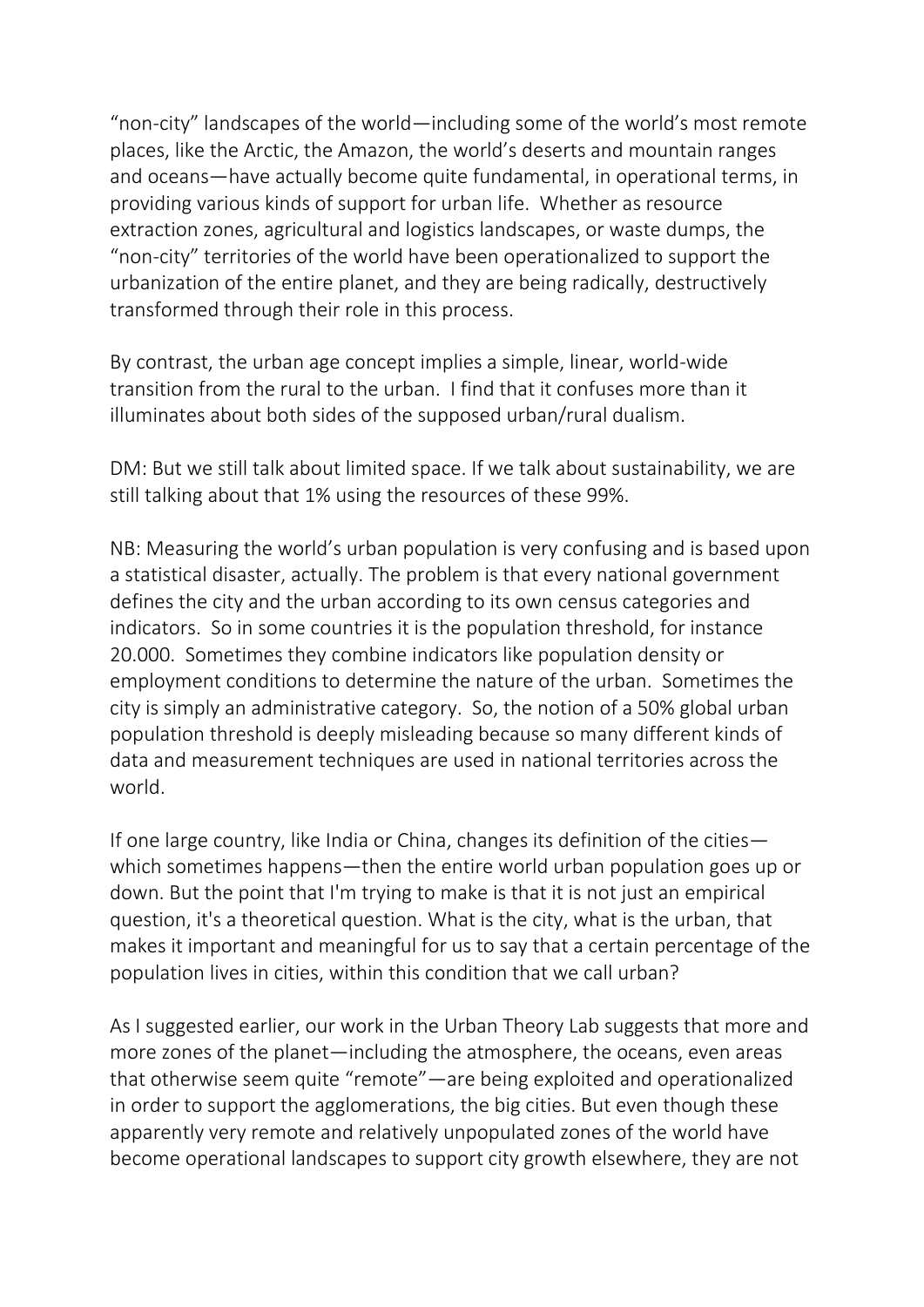“non-city” landscapes of the world—including some of the world’s most remote places, like the Arctic, the Amazon, the world’s deserts and mountain ranges and oceans—have actually become quite fundamental, in operational terms, in providing various kinds of support for urban life. Whether as resource extraction zones, agricultural and logistics landscapes, or waste dumps, the “non-city” territories of the world have been operationalized to support the urbanization of the entire planet, and they are being radically, destructively transformed through their role in this process.

By contrast, the urban age concept implies a simple, linear, world-wide transition from the rural to the urban. I find that it confuses more than it illuminates about both sides of the supposed urban/rural dualism.

DM: But we still talk about limited space. If we talk about sustainability, we are still talking about that 1% using the resources of these 99%.

NB: Measuring the world’s urban population is very confusing and is based upon a statistical disaster, actually. The problem is that every national government defines the city and the urban according to its own census categories and indicators. So in some countries it is the population threshold, for instance 20.000. Sometimes they combine indicators like population density or employment conditions to determine the nature of the urban. Sometimes the city is simply an administrative category. So, the notion of a 50% global urban population threshold is deeply misleading because so many different kinds of data and measurement techniques are used in national territories across the world.

If one large country, like India or China, changes its definition of the cities—which sometimes happens—then the entire world urban population goes up or down. But the point that I'm trying to make is that it is not just an empirical question, it's a theoretical question. What is the city, what is the urban, that makes it important and meaningful for us to say that a certain percentage of the population lives in cities, within this condition that we call urban?

As I suggested earlier, our work in the Urban Theory Lab suggests that more and more zones of the planet—including the atmosphere, the oceans, even areas that otherwise seem quite “remote”—are being exploited and operationalized in order to support the agglomerations, the big cities. But even though these apparently very remote and relatively unpopulated zones of the world have become operational landscapes to support city growth elsewhere, they are not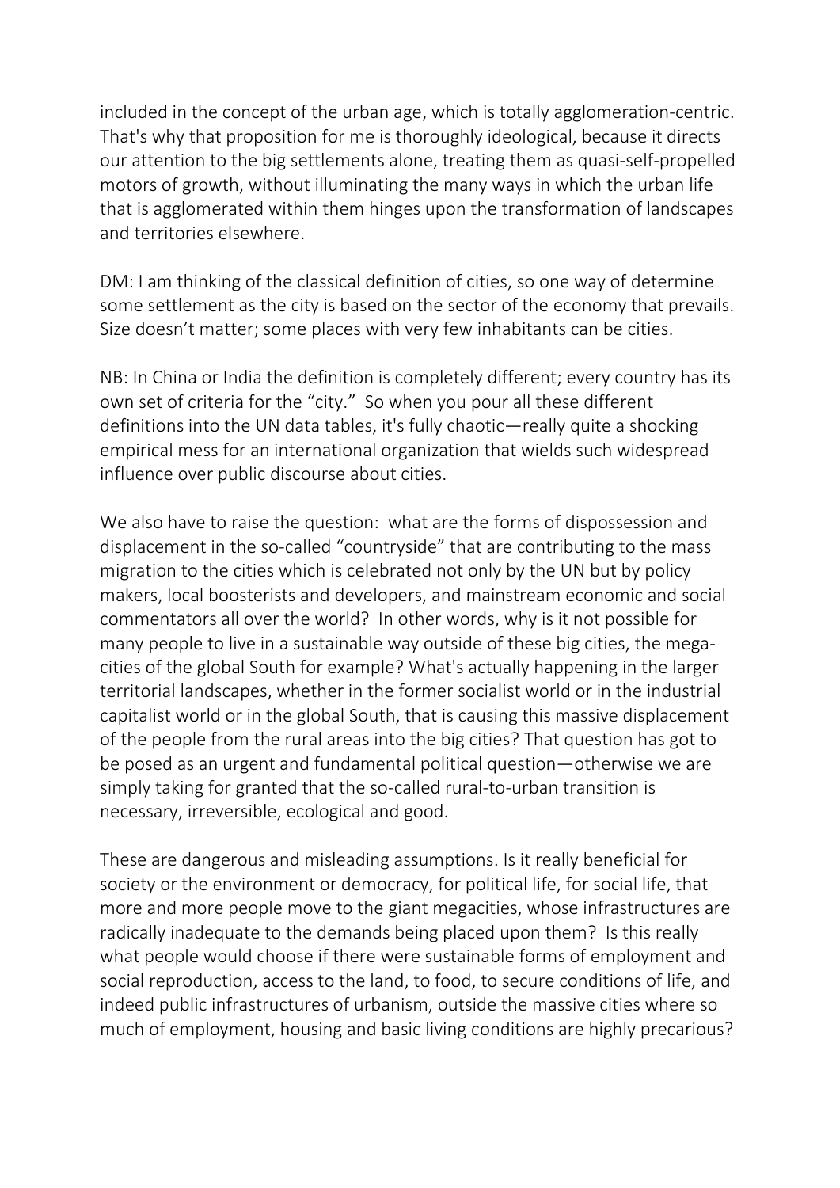included in the concept of the urban age, which is totally agglomeration-centric. That's why that proposition for me is thoroughly ideological, because it directs our attention to the big settlements alone, treating them as quasi-self-propelled motors of growth, without illuminating the many ways in which the urban life that is agglomerated within them hinges upon the transformation of landscapes and territories elsewhere.

DM: I am thinking of the classical definition of cities, so one way of determine some settlement as the city is based on the sector of the economy that prevails. Size doesn't matter; some places with very few inhabitants can be cities.

NB: In China or India the definition is completely different; every country has its own set of criteria for the "city." So when you pour all these different definitions into the UN data tables, it's fully chaotic—really quite a shocking empirical mess for an international organization that wields such widespread influence over public discourse about cities.

We also have to raise the question: what are the forms of dispossession and displacement in the so-called "countryside" that are contributing to the mass migration to the cities which is celebrated not only by the UN but by policy makers, local boosterists and developers, and mainstream economic and social commentators all over the world? In other words, why is it not possible for many people to live in a sustainable way outside of these big cities, the mega-cities of the global South for example? What's actually happening in the larger territorial landscapes, whether in the former socialist world or in the industrial capitalist world or in the global South, that is causing this massive displacement of the people from the rural areas into the big cities? That question has got to be posed as an urgent and fundamental political question—otherwise we are simply taking for granted that the so-called rural-to-urban transition is necessary, irreversible, ecological and good.

These are dangerous and misleading assumptions. Is it really beneficial for society or the environment or democracy, for political life, for social life, that more and more people move to the giant megacities, whose infrastructures are radically inadequate to the demands being placed upon them? Is this really what people would choose if there were sustainable forms of employment and social reproduction, access to the land, to food, to secure conditions of life, and indeed public infrastructures of urbanism, outside the massive cities where so much of employment, housing and basic living conditions are highly precarious?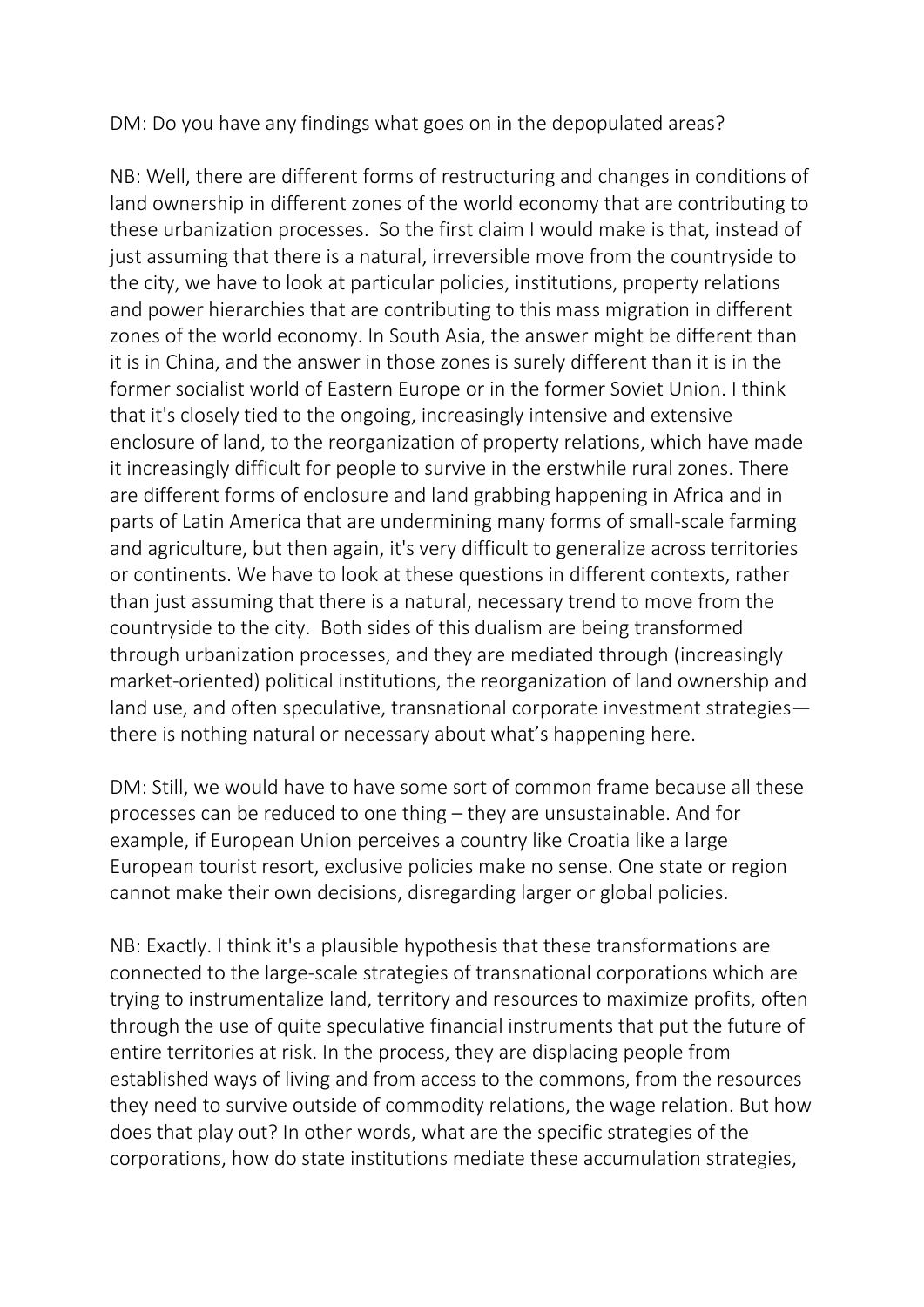DM: Do you have any findings what goes on in the depopulated areas?

NB: Well, there are different forms of restructuring and changes in conditions of land ownership in different zones of the world economy that are contributing to these urbanization processes. So the first claim I would make is that, instead of just assuming that there is a natural, irreversible move from the countryside to the city, we have to look at particular policies, institutions, property relations and power hierarchies that are contributing to this mass migration in different zones of the world economy. In South Asia, the answer might be different than it is in China, and the answer in those zones is surely different than it is in the former socialist world of Eastern Europe or in the former Soviet Union. I think that it's closely tied to the ongoing, increasingly intensive and extensive enclosure of land, to the reorganization of property relations, which have made it increasingly difficult for people to survive in the erstwhile rural zones. There are different forms of enclosure and land grabbing happening in Africa and in parts of Latin America that are undermining many forms of small-scale farming and agriculture, but then again, it's very difficult to generalize across territories or continents. We have to look at these questions in different contexts, rather than just assuming that there is a natural, necessary trend to move from the countryside to the city. Both sides of this dualism are being transformed through urbanization processes, and they are mediated through (increasingly market-oriented) political institutions, the reorganization of land ownership and land use, and often speculative, transnational corporate investment strategies—there is nothing natural or necessary about what's happening here.

DM: Still, we would have to have some sort of common frame because all these processes can be reduced to one thing – they are unsustainable. And for example, if European Union perceives a country like Croatia like a large European tourist resort, exclusive policies make no sense. One state or region cannot make their own decisions, disregarding larger or global policies.

NB: Exactly. I think it's a plausible hypothesis that these transformations are connected to the large-scale strategies of transnational corporations which are trying to instrumentalize land, territory and resources to maximize profits, often through the use of quite speculative financial instruments that put the future of entire territories at risk. In the process, they are displacing people from established ways of living and from access to the commons, from the resources they need to survive outside of commodity relations, the wage relation. But how does that play out? In other words, what are the specific strategies of the corporations, how do state institutions mediate these accumulation strategies,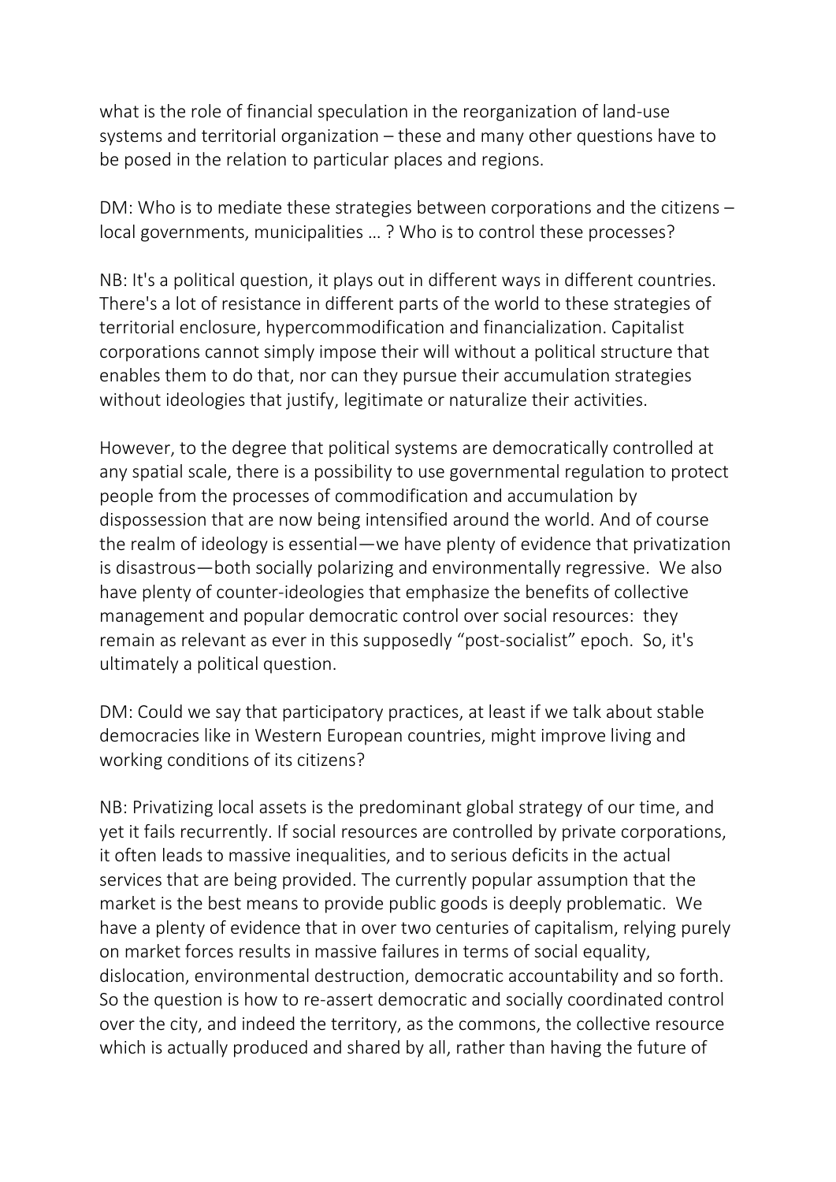what is the role of financial speculation in the reorganization of land-use systems and territorial organization – these and many other questions have to be posed in the relation to particular places and regions.

DM: Who is to mediate these strategies between corporations and the citizens – local governments, municipalities … ? Who is to control these processes?

NB: It's a political question, it plays out in different ways in different countries. There's a lot of resistance in different parts of the world to these strategies of territorial enclosure, hypercommodification and financialization. Capitalist corporations cannot simply impose their will without a political structure that enables them to do that, nor can they pursue their accumulation strategies without ideologies that justify, legitimate or naturalize their activities.

However, to the degree that political systems are democratically controlled at any spatial scale, there is a possibility to use governmental regulation to protect people from the processes of commodification and accumulation by dispossession that are now being intensified around the world. And of course the realm of ideology is essential—we have plenty of evidence that privatization is disastrous—both socially polarizing and environmentally regressive. We also have plenty of counter-ideologies that emphasize the benefits of collective management and popular democratic control over social resources: they remain as relevant as ever in this supposedly "post-socialist" epoch. So, it's ultimately a political question.

DM: Could we say that participatory practices, at least if we talk about stable democracies like in Western European countries, might improve living and working conditions of its citizens?

NB: Privatizing local assets is the predominant global strategy of our time, and yet it fails recurrently. If social resources are controlled by private corporations, it often leads to massive inequalities, and to serious deficits in the actual services that are being provided. The currently popular assumption that the market is the best means to provide public goods is deeply problematic. We have a plenty of evidence that in over two centuries of capitalism, relying purely on market forces results in massive failures in terms of social equality, dislocation, environmental destruction, democratic accountability and so forth. So the question is how to re-assert democratic and socially coordinated control over the city, and indeed the territory, as the commons, the collective resource which is actually produced and shared by all, rather than having the future of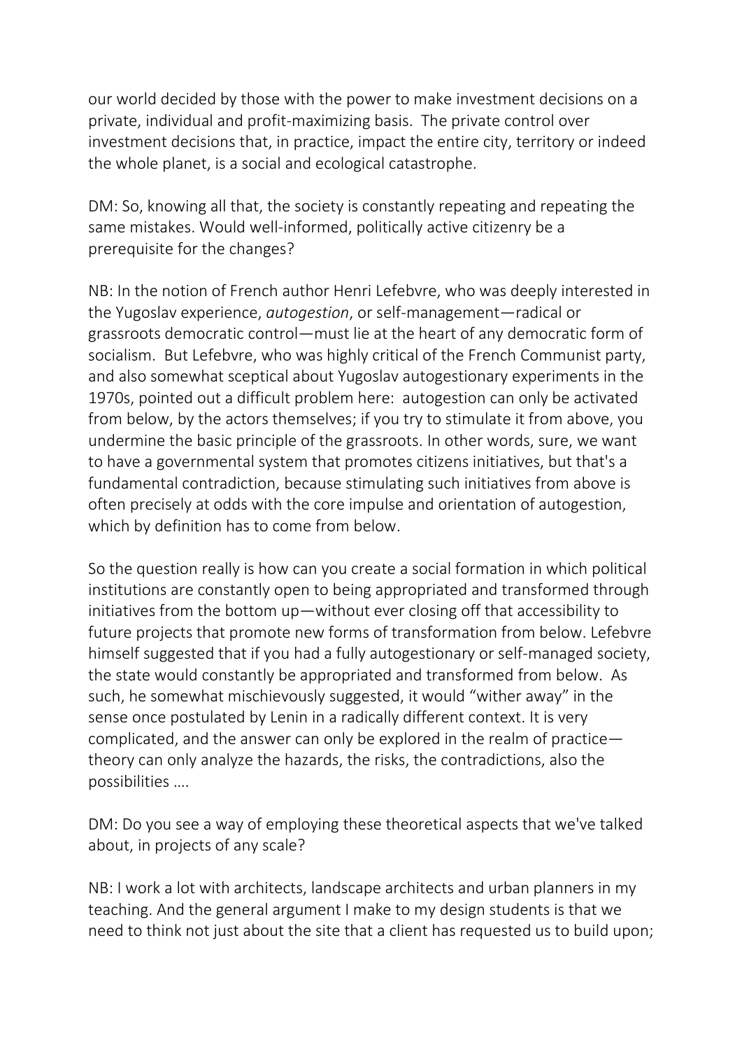our world decided by those with the power to make investment decisions on a private, individual and profit-maximizing basis. The private control over investment decisions that, in practice, impact the entire city, territory or indeed the whole planet, is a social and ecological catastrophe.

DM: So, knowing all that, the society is constantly repeating and repeating the same mistakes. Would well-informed, politically active citizenry be a prerequisite for the changes?

NB: In the notion of French author Henri Lefebvre, who was deeply interested in the Yugoslav experience, *autogestion*, or self-management—radical or grassroots democratic control—must lie at the heart of any democratic form of socialism. But Lefebvre, who was highly critical of the French Communist party, and also somewhat sceptical about Yugoslav autogestionary experiments in the 1970s, pointed out a difficult problem here: autogestion can only be activated from below, by the actors themselves; if you try to stimulate it from above, you undermine the basic principle of the grassroots. In other words, sure, we want to have a governmental system that promotes citizens initiatives, but that's a fundamental contradiction, because stimulating such initiatives from above is often precisely at odds with the core impulse and orientation of autogestion, which by definition has to come from below.

So the question really is how can you create a social formation in which political institutions are constantly open to being appropriated and transformed through initiatives from the bottom up—without ever closing off that accessibility to future projects that promote new forms of transformation from below. Lefebvre himself suggested that if you had a fully autogestionary or self-managed society, the state would constantly be appropriated and transformed from below. As such, he somewhat mischievously suggested, it would "wither away" in the sense once postulated by Lenin in a radically different context. It is very complicated, and the answer can only be explored in the realm of practice—theory can only analyze the hazards, the risks, the contradictions, also the possibilities ….

DM: Do you see a way of employing these theoretical aspects that we've talked about, in projects of any scale?

NB: I work a lot with architects, landscape architects and urban planners in my teaching. And the general argument I make to my design students is that we need to think not just about the site that a client has requested us to build upon;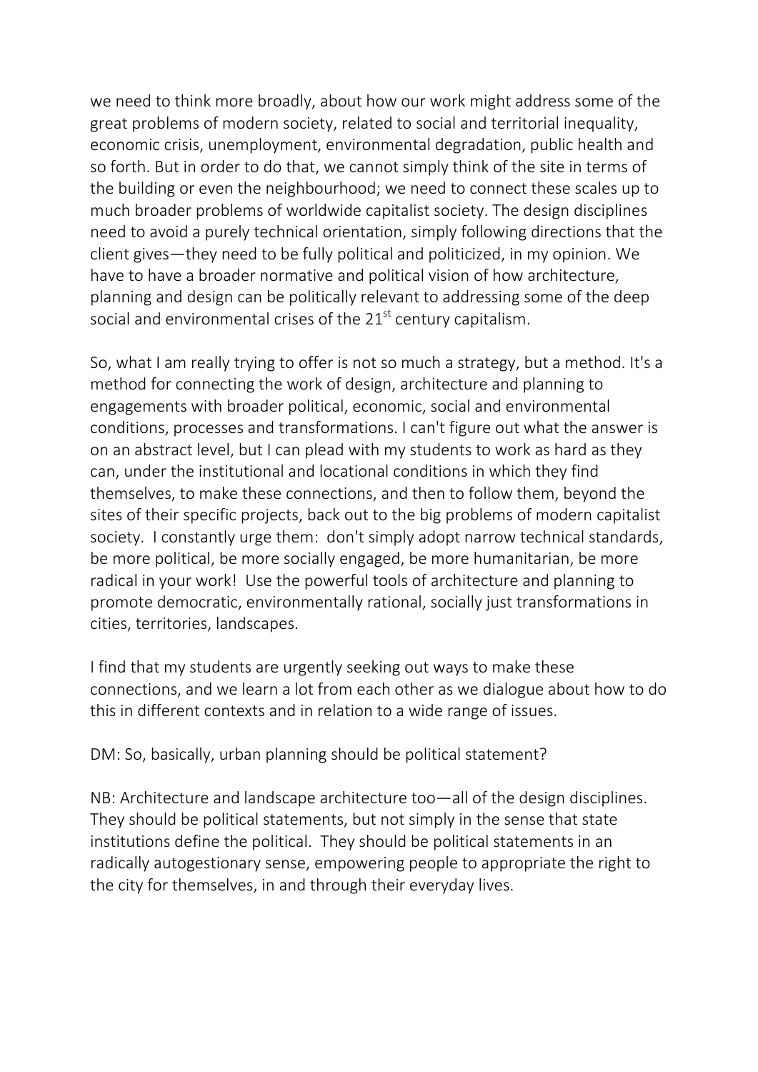we need to think more broadly, about how our work might address some of the great problems of modern society, related to social and territorial inequality, economic crisis, unemployment, environmental degradation, public health and so forth. But in order to do that, we cannot simply think of the site in terms of the building or even the neighbourhood; we need to connect these scales up to much broader problems of worldwide capitalist society. The design disciplines need to avoid a purely technical orientation, simply following directions that the client gives—they need to be fully political and politicized, in my opinion. We have to have a broader normative and political vision of how architecture, planning and design can be politically relevant to addressing some of the deep social and environmental crises of the 21st century capitalism.

So, what I am really trying to offer is not so much a strategy, but a method. It's a method for connecting the work of design, architecture and planning to engagements with broader political, economic, social and environmental conditions, processes and transformations. I can't figure out what the answer is on an abstract level, but I can plead with my students to work as hard as they can, under the institutional and locational conditions in which they find themselves, to make these connections, and then to follow them, beyond the sites of their specific projects, back out to the big problems of modern capitalist society. I constantly urge them: don't simply adopt narrow technical standards, be more political, be more socially engaged, be more humanitarian, be more radical in your work! Use the powerful tools of architecture and planning to promote democratic, environmentally rational, socially just transformations in cities, territories, landscapes.

I find that my students are urgently seeking out ways to make these connections, and we learn a lot from each other as we dialogue about how to do this in different contexts and in relation to a wide range of issues.

DM: So, basically, urban planning should be political statement?

NB: Architecture and landscape architecture too—all of the design disciplines. They should be political statements, but not simply in the sense that state institutions define the political. They should be political statements in an radically autogestionary sense, empowering people to appropriate the right to the city for themselves, in and through their everyday lives.